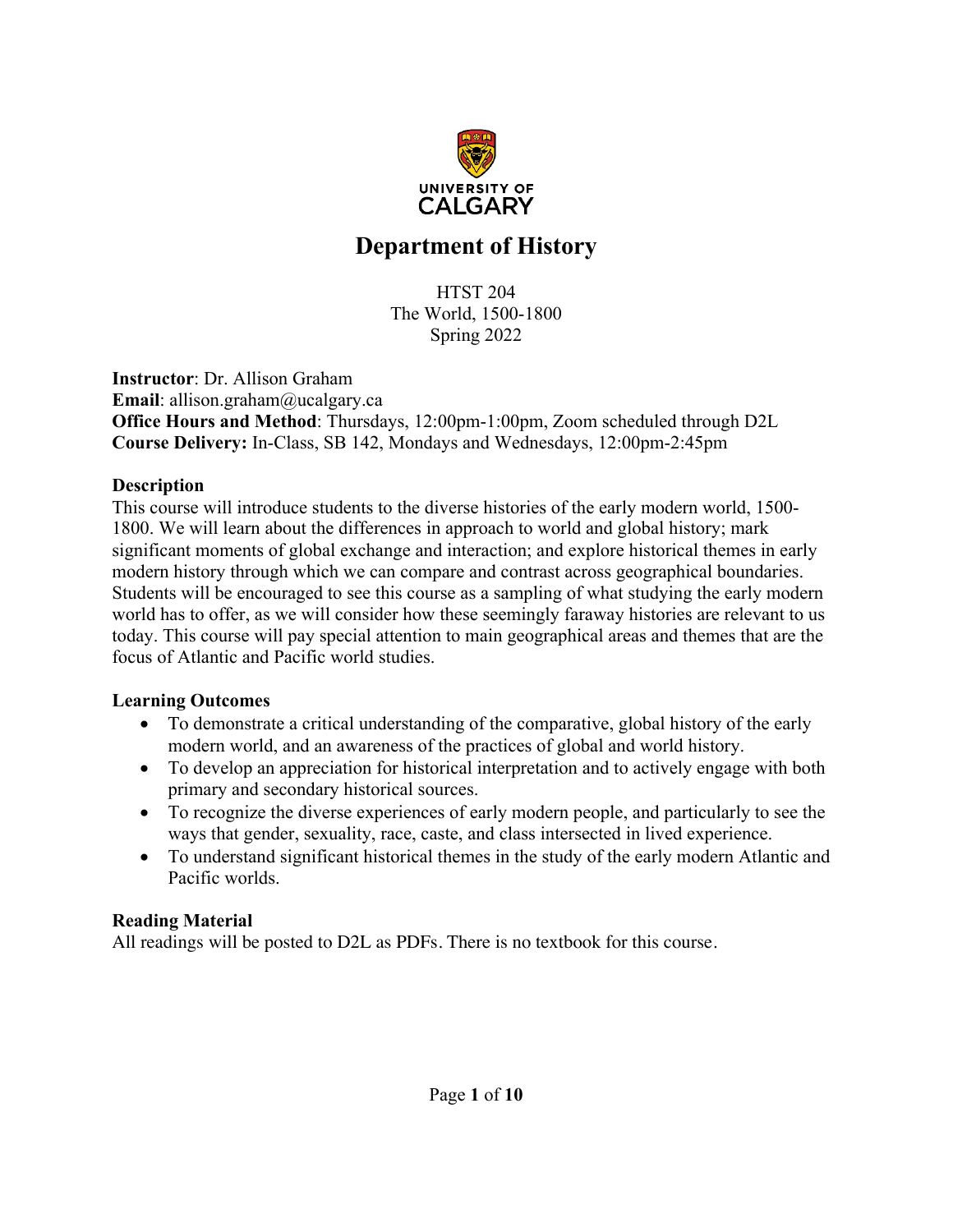UNIVERSITY OF CALGARY

# Department of History

HTST 204
The World, 1500-1800
Spring 2022

**Instructor**: Dr. Allison Graham
**Email**: allison.graham@ucalgary.ca
**Office Hours and Method**: Thursdays, 12:00pm-1:00pm, Zoom scheduled through D2L
**Course Delivery:** In-Class, SB 142, Mondays and Wednesdays, 12:00pm-2:45pm

## Description

This course will introduce students to the diverse histories of the early modern world, 1500-1800. We will learn about the differences in approach to world and global history; mark significant moments of global exchange and interaction; and explore historical themes in early modern history through which we can compare and contrast across geographical boundaries. Students will be encouraged to see this course as a sampling of what studying the early modern world has to offer, as we will consider how these seemingly faraway histories are relevant to us today. This course will pay special attention to main geographical areas and themes that are the focus of Atlantic and Pacific world studies.

## Learning Outcomes

- To demonstrate a critical understanding of the comparative, global history of the early modern world, and an awareness of the practices of global and world history.
- To develop an appreciation for historical interpretation and to actively engage with both primary and secondary historical sources.
- To recognize the diverse experiences of early modern people, and particularly to see the ways that gender, sexuality, race, caste, and class intersected in lived experience.
- To understand significant historical themes in the study of the early modern Atlantic and Pacific worlds.

## Reading Material

All readings will be posted to D2L as PDFs. There is no textbook for this course.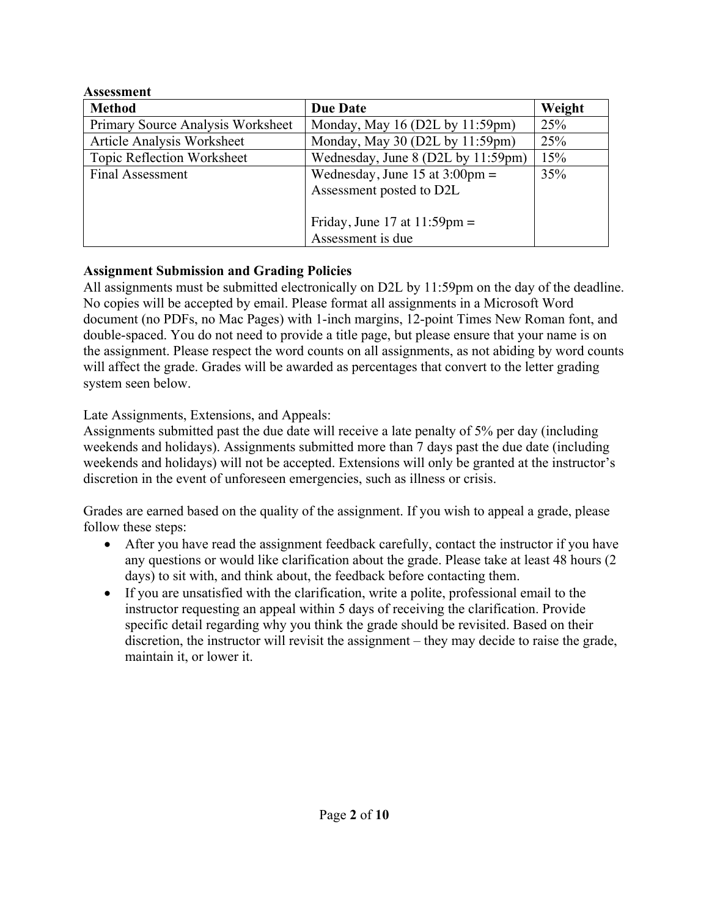**Assessment**

| Method | Due Date | Weight |
| --- | --- | --- |
| Primary Source Analysis Worksheet | Monday, May 16 (D2L by 11:59pm) | 25% |
| Article Analysis Worksheet | Monday, May 30 (D2L by 11:59pm) | 25% |
| Topic Reflection Worksheet | Wednesday, June 8 (D2L by 11:59pm) | 15% |
| Final Assessment | Wednesday, June 15 at 3:00pm = Assessment posted to D2L<br><br>Friday, June 17 at 11:59pm = Assessment is due | 35% |

**Assignment Submission and Grading Policies**

All assignments must be submitted electronically on D2L by 11:59pm on the day of the deadline. No copies will be accepted by email. Please format all assignments in a Microsoft Word document (no PDFs, no Mac Pages) with 1-inch margins, 12-point Times New Roman font, and double-spaced. You do not need to provide a title page, but please ensure that your name is on the assignment. Please respect the word counts on all assignments, as not abiding by word counts will affect the grade. Grades will be awarded as percentages that convert to the letter grading system seen below.

Late Assignments, Extensions, and Appeals:

Assignments submitted past the due date will receive a late penalty of 5% per day (including weekends and holidays). Assignments submitted more than 7 days past the due date (including weekends and holidays) will not be accepted. Extensions will only be granted at the instructor's discretion in the event of unforeseen emergencies, such as illness or crisis.

Grades are earned based on the quality of the assignment. If you wish to appeal a grade, please follow these steps:

- After you have read the assignment feedback carefully, contact the instructor if you have any questions or would like clarification about the grade. Please take at least 48 hours (2 days) to sit with, and think about, the feedback before contacting them.
- If you are unsatisfied with the clarification, write a polite, professional email to the instructor requesting an appeal within 5 days of receiving the clarification. Provide specific detail regarding why you think the grade should be revisited. Based on their discretion, the instructor will revisit the assignment – they may decide to raise the grade, maintain it, or lower it.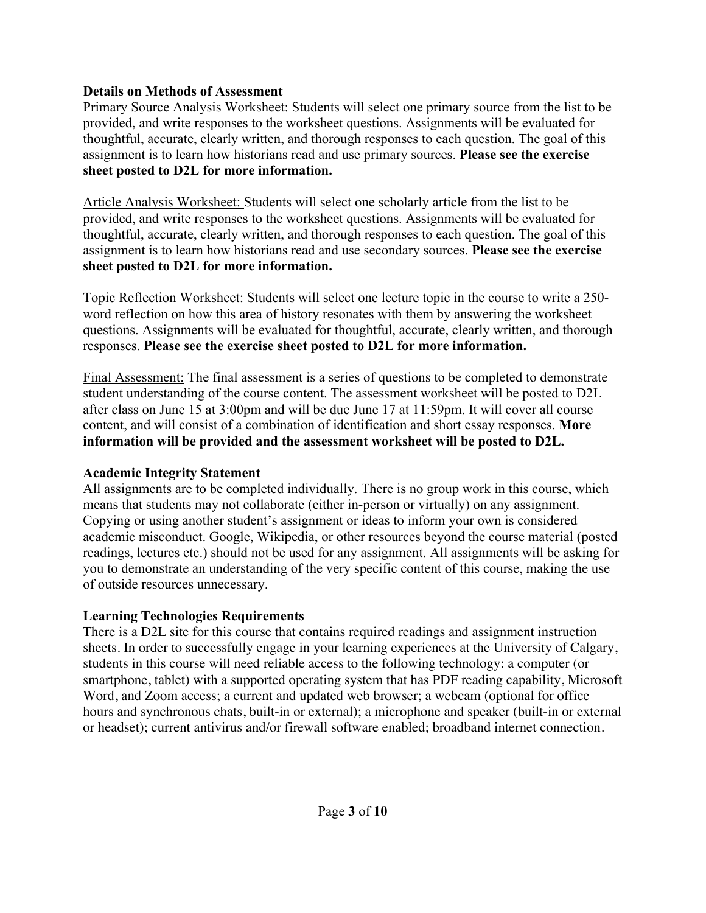### Details on Methods of Assessment

Primary Source Analysis Worksheet: Students will select one primary source from the list to be provided, and write responses to the worksheet questions. Assignments will be evaluated for thoughtful, accurate, clearly written, and thorough responses to each question. The goal of this assignment is to learn how historians read and use primary sources. **Please see the exercise sheet posted to D2L for more information.**

Article Analysis Worksheet: Students will select one scholarly article from the list to be provided, and write responses to the worksheet questions. Assignments will be evaluated for thoughtful, accurate, clearly written, and thorough responses to each question. The goal of this assignment is to learn how historians read and use secondary sources. **Please see the exercise sheet posted to D2L for more information.**

Topic Reflection Worksheet: Students will select one lecture topic in the course to write a 250-word reflection on how this area of history resonates with them by answering the worksheet questions. Assignments will be evaluated for thoughtful, accurate, clearly written, and thorough responses. **Please see the exercise sheet posted to D2L for more information.**

Final Assessment: The final assessment is a series of questions to be completed to demonstrate student understanding of the course content. The assessment worksheet will be posted to D2L after class on June 15 at 3:00pm and will be due June 17 at 11:59pm. It will cover all course content, and will consist of a combination of identification and short essay responses. **More information will be provided and the assessment worksheet will be posted to D2L.**

### Academic Integrity Statement

All assignments are to be completed individually. There is no group work in this course, which means that students may not collaborate (either in-person or virtually) on any assignment. Copying or using another student's assignment or ideas to inform your own is considered academic misconduct. Google, Wikipedia, or other resources beyond the course material (posted readings, lectures etc.) should not be used for any assignment. All assignments will be asking for you to demonstrate an understanding of the very specific content of this course, making the use of outside resources unnecessary.

### Learning Technologies Requirements

There is a D2L site for this course that contains required readings and assignment instruction sheets. In order to successfully engage in your learning experiences at the University of Calgary, students in this course will need reliable access to the following technology: a computer (or smartphone, tablet) with a supported operating system that has PDF reading capability, Microsoft Word, and Zoom access; a current and updated web browser; a webcam (optional for office hours and synchronous chats, built-in or external); a microphone and speaker (built-in or external or headset); current antivirus and/or firewall software enabled; broadband internet connection.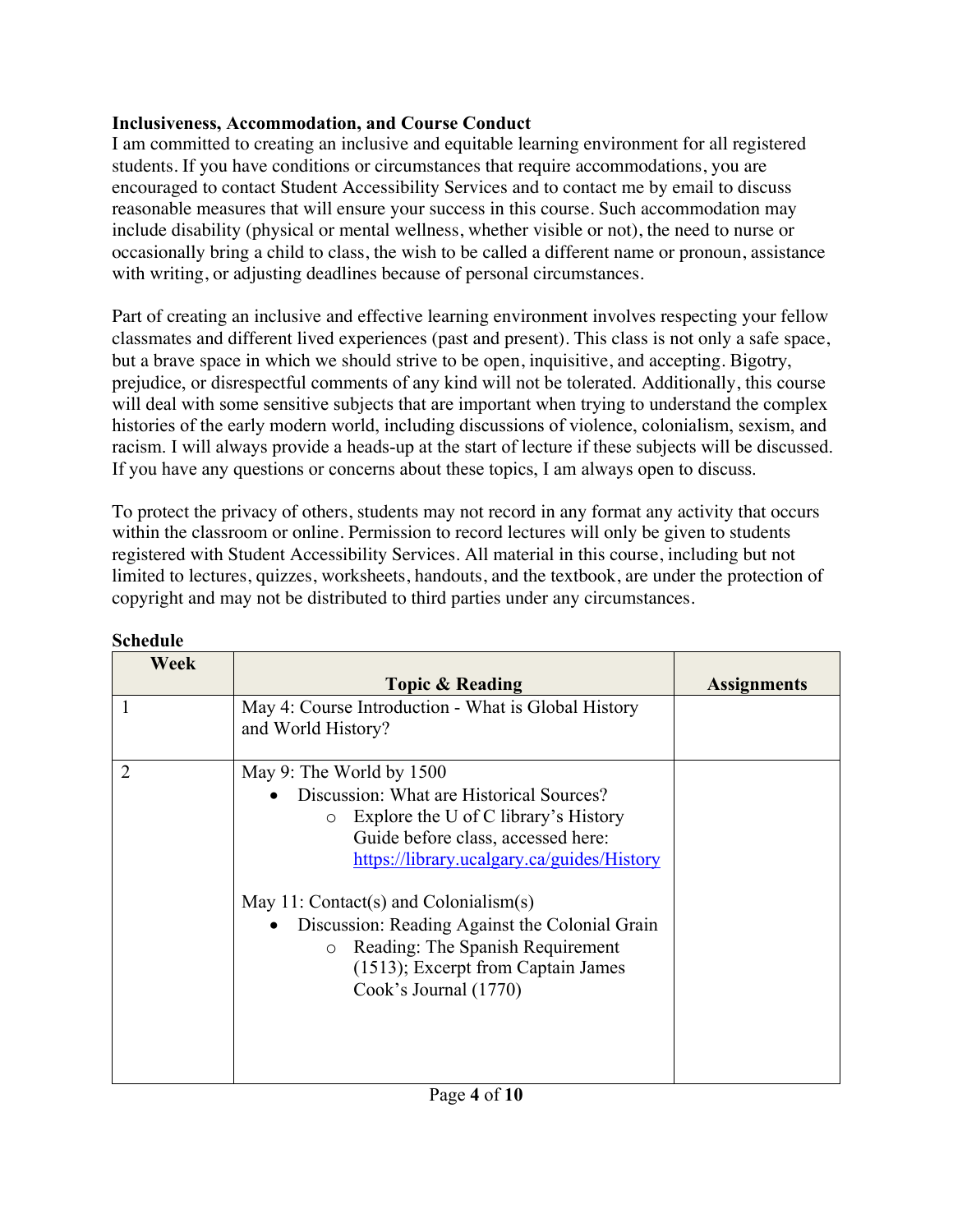**Inclusiveness, Accommodation, and Course Conduct**

I am committed to creating an inclusive and equitable learning environment for all registered students. If you have conditions or circumstances that require accommodations, you are encouraged to contact Student Accessibility Services and to contact me by email to discuss reasonable measures that will ensure your success in this course. Such accommodation may include disability (physical or mental wellness, whether visible or not), the need to nurse or occasionally bring a child to class, the wish to be called a different name or pronoun, assistance with writing, or adjusting deadlines because of personal circumstances.

Part of creating an inclusive and effective learning environment involves respecting your fellow classmates and different lived experiences (past and present). This class is not only a safe space, but a brave space in which we should strive to be open, inquisitive, and accepting. Bigotry, prejudice, or disrespectful comments of any kind will not be tolerated. Additionally, this course will deal with some sensitive subjects that are important when trying to understand the complex histories of the early modern world, including discussions of violence, colonialism, sexism, and racism. I will always provide a heads-up at the start of lecture if these subjects will be discussed. If you have any questions or concerns about these topics, I am always open to discuss.

To protect the privacy of others, students may not record in any format any activity that occurs within the classroom or online. Permission to record lectures will only be given to students registered with Student Accessibility Services. All material in this course, including but not limited to lectures, quizzes, worksheets, handouts, and the textbook, are under the protection of copyright and may not be distributed to third parties under any circumstances.

**Schedule**

| Week | Topic & Reading | Assignments |
|---|---|---|
| 1 | May 4: Course Introduction - What is Global History and World History? | |
| 2 | May 9: The World by 1500<br>• Discussion: What are Historical Sources?<br>  ○ Explore the U of C library's History Guide before class, accessed here: https://library.ucalgary.ca/guides/History<br><br>May 11: Contact(s) and Colonialism(s)<br>• Discussion: Reading Against the Colonial Grain<br>  ○ Reading: The Spanish Requirement (1513); Excerpt from Captain James Cook's Journal (1770) | |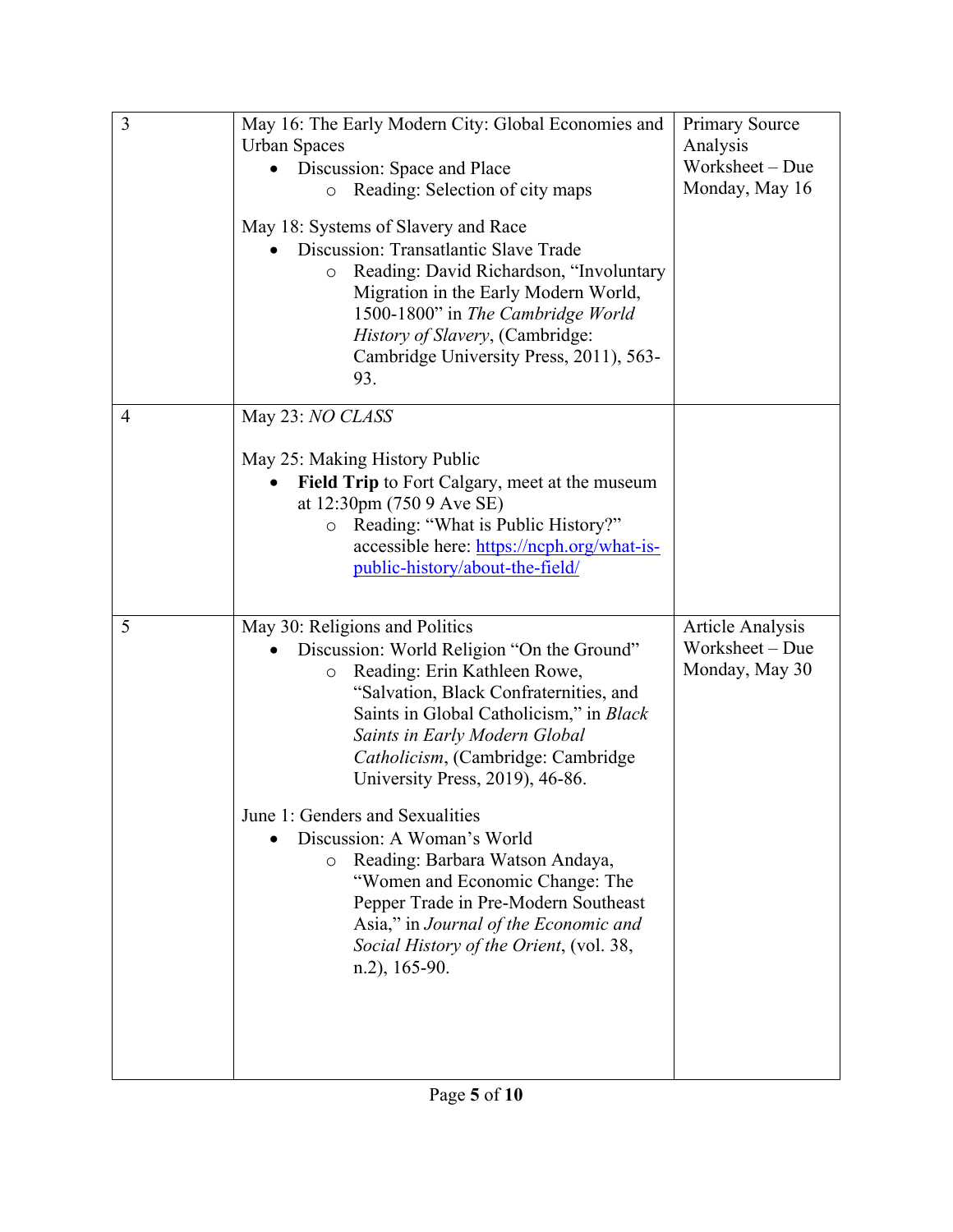| | | |
|---|---|---|
| 3 | May 16: The Early Modern City: Global Economies and Urban Spaces<br>• Discussion: Space and Place<br>&nbsp;&nbsp;&nbsp;&nbsp;○ Reading: Selection of city maps<br><br>May 18: Systems of Slavery and Race<br>• Discussion: Transatlantic Slave Trade<br>&nbsp;&nbsp;&nbsp;&nbsp;○ Reading: David Richardson, "Involuntary Migration in the Early Modern World, 1500-1800" in *The Cambridge World History of Slavery*, (Cambridge: Cambridge University Press, 2011), 563-93. | Primary Source Analysis Worksheet – Due Monday, May 16 |
| 4 | May 23: *NO CLASS*<br><br>May 25: Making History Public<br>• **Field Trip** to Fort Calgary, meet at the museum at 12:30pm (750 9 Ave SE)<br>&nbsp;&nbsp;&nbsp;&nbsp;○ Reading: "What is Public History?" accessible here: [https://ncph.org/what-is-public-history/about-the-field/](https://ncph.org/what-is-public-history/about-the-field/) | |
| 5 | May 30: Religions and Politics<br>• Discussion: World Religion "On the Ground"<br>&nbsp;&nbsp;&nbsp;&nbsp;○ Reading: Erin Kathleen Rowe, "Salvation, Black Confraternities, and Saints in Global Catholicism," in *Black Saints in Early Modern Global Catholicism*, (Cambridge: Cambridge University Press, 2019), 46-86.<br><br>June 1: Genders and Sexualities<br>• Discussion: A Woman's World<br>&nbsp;&nbsp;&nbsp;&nbsp;○ Reading: Barbara Watson Andaya, "Women and Economic Change: The Pepper Trade in Pre-Modern Southeast Asia," in *Journal of the Economic and Social History of the Orient*, (vol. 38, n.2), 165-90. | Article Analysis Worksheet – Due Monday, May 30 |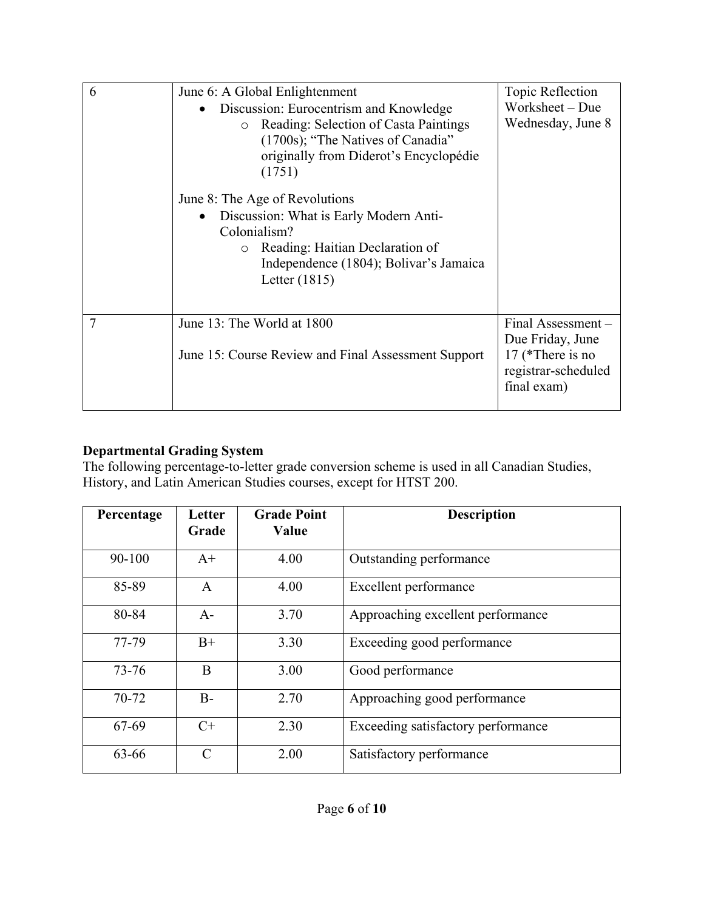| | | |
|---|---|---|
| 6 | June 6: A Global Enlightenment<br>• Discussion: Eurocentrism and Knowledge<br>  ○ Reading: Selection of Casta Paintings (1700s); "The Natives of Canada" originally from Diderot's Encyclopédie (1751)<br><br>June 8: The Age of Revolutions<br>• Discussion: What is Early Modern Anti-Colonialism?<br>  ○ Reading: Haitian Declaration of Independence (1804); Bolivar's Jamaica Letter (1815) | Topic Reflection Worksheet – Due Wednesday, June 8 |
| 7 | June 13: The World at 1800<br><br>June 15: Course Review and Final Assessment Support | Final Assessment – Due Friday, June 17 (*There is no registrar-scheduled final exam) |

**Departmental Grading System**

The following percentage-to-letter grade conversion scheme is used in all Canadian Studies, History, and Latin American Studies courses, except for HTST 200.

| Percentage | Letter Grade | Grade Point Value | Description |
|---|---|---|---|
| 90-100 | A+ | 4.00 | Outstanding performance |
| 85-89 | A | 4.00 | Excellent performance |
| 80-84 | A- | 3.70 | Approaching excellent performance |
| 77-79 | B+ | 3.30 | Exceeding good performance |
| 73-76 | B | 3.00 | Good performance |
| 70-72 | B- | 2.70 | Approaching good performance |
| 67-69 | C+ | 2.30 | Exceeding satisfactory performance |
| 63-66 | C | 2.00 | Satisfactory performance |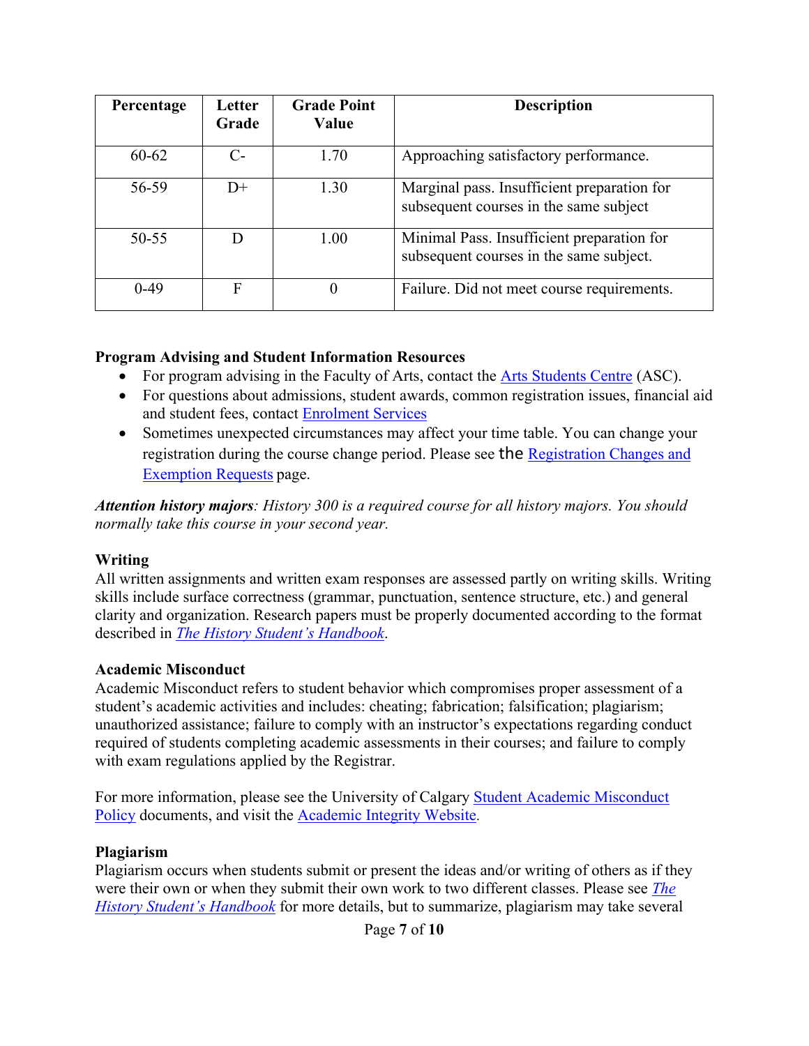| Percentage | Letter Grade | Grade Point Value | Description |
|---|---|---|---|
| 60-62 | C- | 1.70 | Approaching satisfactory performance. |
| 56-59 | D+ | 1.30 | Marginal pass. Insufficient preparation for subsequent courses in the same subject |
| 50-55 | D | 1.00 | Minimal Pass. Insufficient preparation for subsequent courses in the same subject. |
| 0-49 | F | 0 | Failure. Did not meet course requirements. |

**Program Advising and Student Information Resources**

- For program advising in the Faculty of Arts, contact the Arts Students Centre (ASC).
- For questions about admissions, student awards, common registration issues, financial aid and student fees, contact Enrolment Services
- Sometimes unexpected circumstances may affect your time table. You can change your registration during the course change period. Please see the Registration Changes and Exemption Requests page.

***Attention history majors****: History 300 is a required course for all history majors. You should normally take this course in your second year.*

**Writing**

All written assignments and written exam responses are assessed partly on writing skills. Writing skills include surface correctness (grammar, punctuation, sentence structure, etc.) and general clarity and organization. Research papers must be properly documented according to the format described in *The History Student's Handbook*.

**Academic Misconduct**

Academic Misconduct refers to student behavior which compromises proper assessment of a student's academic activities and includes: cheating; fabrication; falsification; plagiarism; unauthorized assistance; failure to comply with an instructor's expectations regarding conduct required of students completing academic assessments in their courses; and failure to comply with exam regulations applied by the Registrar.

For more information, please see the University of Calgary Student Academic Misconduct Policy documents, and visit the Academic Integrity Website.

**Plagiarism**

Plagiarism occurs when students submit or present the ideas and/or writing of others as if they were their own or when they submit their own work to two different classes. Please see *The History Student's Handbook* for more details, but to summarize, plagiarism may take several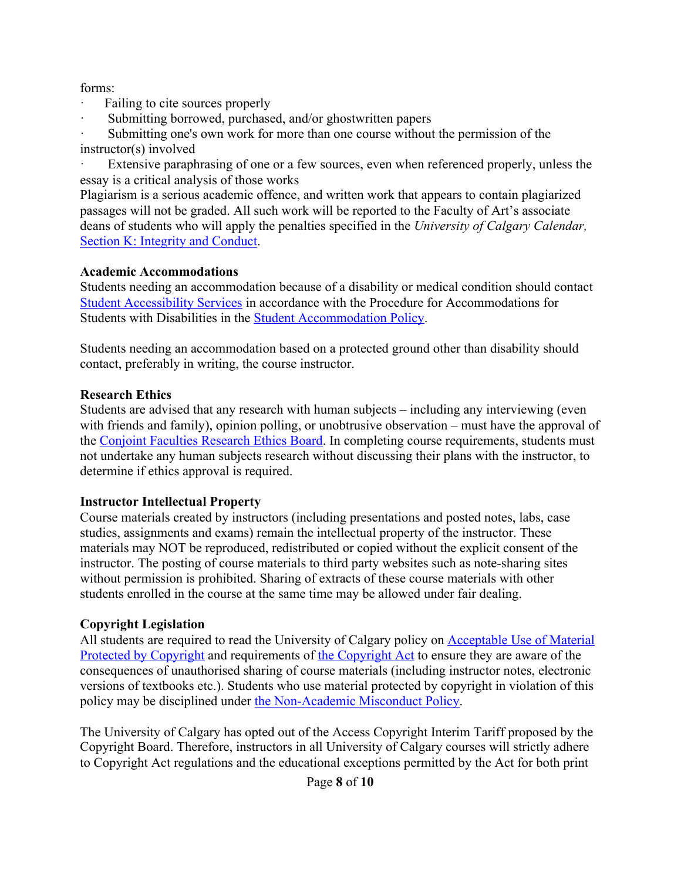forms:

- Failing to cite sources properly
- Submitting borrowed, purchased, and/or ghostwritten papers
- Submitting one's own work for more than one course without the permission of the instructor(s) involved
- Extensive paraphrasing of one or a few sources, even when referenced properly, unless the essay is a critical analysis of those works

Plagiarism is a serious academic offence, and written work that appears to contain plagiarized passages will not be graded. All such work will be reported to the Faculty of Art's associate deans of students who will apply the penalties specified in the *University of Calgary Calendar,* Section K: Integrity and Conduct.

**Academic Accommodations**

Students needing an accommodation because of a disability or medical condition should contact Student Accessibility Services in accordance with the Procedure for Accommodations for Students with Disabilities in the Student Accommodation Policy.

Students needing an accommodation based on a protected ground other than disability should contact, preferably in writing, the course instructor.

**Research Ethics**

Students are advised that any research with human subjects – including any interviewing (even with friends and family), opinion polling, or unobtrusive observation – must have the approval of the Conjoint Faculties Research Ethics Board. In completing course requirements, students must not undertake any human subjects research without discussing their plans with the instructor, to determine if ethics approval is required.

**Instructor Intellectual Property**

Course materials created by instructors (including presentations and posted notes, labs, case studies, assignments and exams) remain the intellectual property of the instructor. These materials may NOT be reproduced, redistributed or copied without the explicit consent of the instructor. The posting of course materials to third party websites such as note-sharing sites without permission is prohibited. Sharing of extracts of these course materials with other students enrolled in the course at the same time may be allowed under fair dealing.

**Copyright Legislation**

All students are required to read the University of Calgary policy on Acceptable Use of Material Protected by Copyright and requirements of the Copyright Act to ensure they are aware of the consequences of unauthorised sharing of course materials (including instructor notes, electronic versions of textbooks etc.). Students who use material protected by copyright in violation of this policy may be disciplined under the Non-Academic Misconduct Policy.

The University of Calgary has opted out of the Access Copyright Interim Tariff proposed by the Copyright Board. Therefore, instructors in all University of Calgary courses will strictly adhere to Copyright Act regulations and the educational exceptions permitted by the Act for both print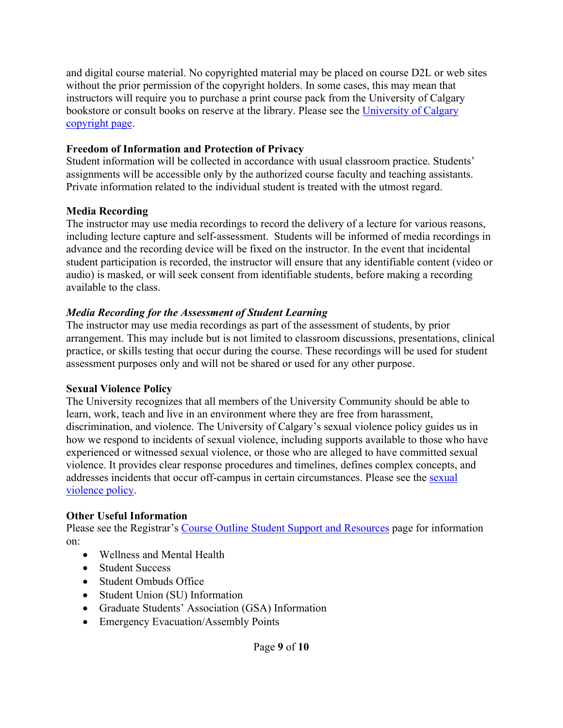and digital course material. No copyrighted material may be placed on course D2L or web sites without the prior permission of the copyright holders. In some cases, this may mean that instructors will require you to purchase a print course pack from the University of Calgary bookstore or consult books on reserve at the library. Please see the University of Calgary copyright page.

**Freedom of Information and Protection of Privacy**
Student information will be collected in accordance with usual classroom practice. Students' assignments will be accessible only by the authorized course faculty and teaching assistants. Private information related to the individual student is treated with the utmost regard.

**Media Recording**
The instructor may use media recordings to record the delivery of a lecture for various reasons, including lecture capture and self-assessment. Students will be informed of media recordings in advance and the recording device will be fixed on the instructor. In the event that incidental student participation is recorded, the instructor will ensure that any identifiable content (video or audio) is masked, or will seek consent from identifiable students, before making a recording available to the class.

***Media Recording for the Assessment of Student Learning***
The instructor may use media recordings as part of the assessment of students, by prior arrangement. This may include but is not limited to classroom discussions, presentations, clinical practice, or skills testing that occur during the course. These recordings will be used for student assessment purposes only and will not be shared or used for any other purpose.

**Sexual Violence Policy**
The University recognizes that all members of the University Community should be able to learn, work, teach and live in an environment where they are free from harassment, discrimination, and violence. The University of Calgary's sexual violence policy guides us in how we respond to incidents of sexual violence, including supports available to those who have experienced or witnessed sexual violence, or those who are alleged to have committed sexual violence. It provides clear response procedures and timelines, defines complex concepts, and addresses incidents that occur off-campus in certain circumstances. Please see the sexual violence policy.

**Other Useful Information**
Please see the Registrar's Course Outline Student Support and Resources page for information on:

- Wellness and Mental Health
- Student Success
- Student Ombuds Office
- Student Union (SU) Information
- Graduate Students' Association (GSA) Information
- Emergency Evacuation/Assembly Points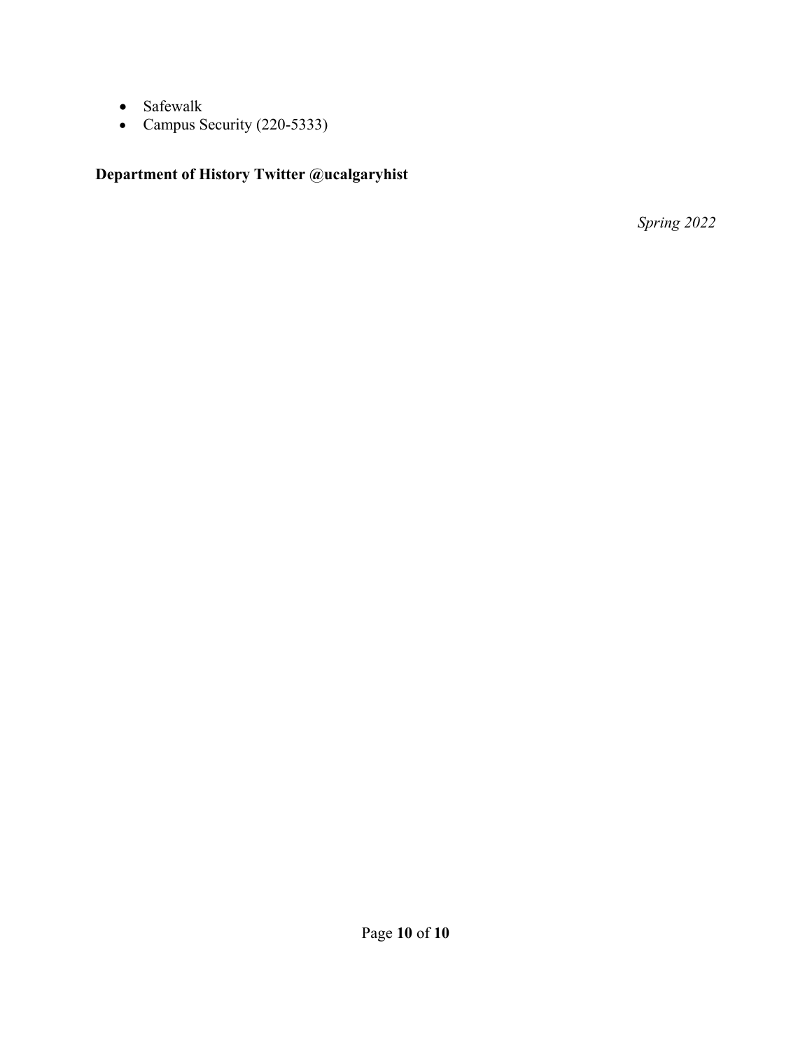- Safewalk
- Campus Security (220-5333)

**Department of History Twitter @ucalgaryhist**

*Spring 2022*